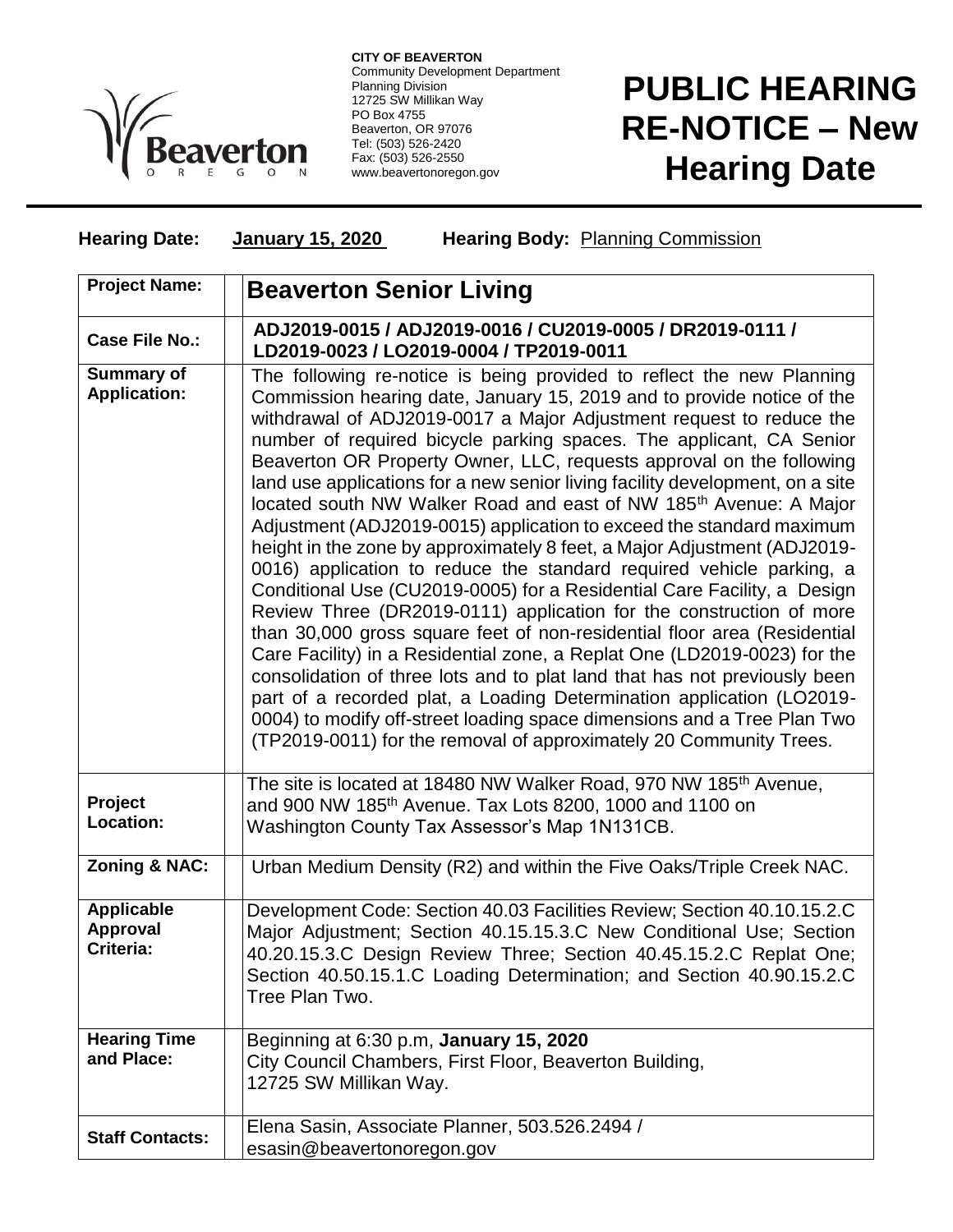**CITY OF BEAVERTON**
Community Development Department
Planning Division
12725 SW Millikan Way
PO Box 4755
Beaverton, OR 97076
Tel: (503) 526-2420
Fax: (503) 526-2550
www.beavertonoregon.gov

# PUBLIC HEARING RE-NOTICE – New Hearing Date

**Hearing Date:** **January 15, 2020** **Hearing Body:** Planning Commission

| | |
|---|---|
| **Project Name:** | **Beaverton Senior Living** |
| **Case File No.:** | **ADJ2019-0015 / ADJ2019-0016 / CU2019-0005 / DR2019-0111 / LD2019-0023 / LO2019-0004 / TP2019-0011** |
| **Summary of Application:** | The following re-notice is being provided to reflect the new Planning Commission hearing date, January 15, 2019 and to provide notice of the withdrawal of ADJ2019-0017 a Major Adjustment request to reduce the number of required bicycle parking spaces. The applicant, CA Senior Beaverton OR Property Owner, LLC, requests approval on the following land use applications for a new senior living facility development, on a site located south NW Walker Road and east of NW 185th Avenue: A Major Adjustment (ADJ2019-0015) application to exceed the standard maximum height in the zone by approximately 8 feet, a Major Adjustment (ADJ2019-0016) application to reduce the standard required vehicle parking, a Conditional Use (CU2019-0005) for a Residential Care Facility, a Design Review Three (DR2019-0111) application for the construction of more than 30,000 gross square feet of non-residential floor area (Residential Care Facility) in a Residential zone, a Replat One (LD2019-0023) for the consolidation of three lots and to plat land that has not previously been part of a recorded plat, a Loading Determination application (LO2019-0004) to modify off-street loading space dimensions and a Tree Plan Two (TP2019-0011) for the removal of approximately 20 Community Trees. |
| **Project Location:** | The site is located at 18480 NW Walker Road, 970 NW 185th Avenue, and 900 NW 185th Avenue. Tax Lots 8200, 1000 and 1100 on Washington County Tax Assessor's Map 1N131CB. |
| **Zoning & NAC:** | Urban Medium Density (R2) and within the Five Oaks/Triple Creek NAC. |
| **Applicable Approval Criteria:** | Development Code: Section 40.03 Facilities Review; Section 40.10.15.2.C Major Adjustment; Section 40.15.15.3.C New Conditional Use; Section 40.20.15.3.C Design Review Three; Section 40.45.15.2.C Replat One; Section 40.50.15.1.C Loading Determination; and Section 40.90.15.2.C Tree Plan Two. |
| **Hearing Time and Place:** | Beginning at 6:30 p.m, **January 15, 2020**<br>City Council Chambers, First Floor, Beaverton Building,<br>12725 SW Millikan Way. |
| **Staff Contacts:** | Elena Sasin, Associate Planner, 503.526.2494 / esasin@beavertonoregon.gov |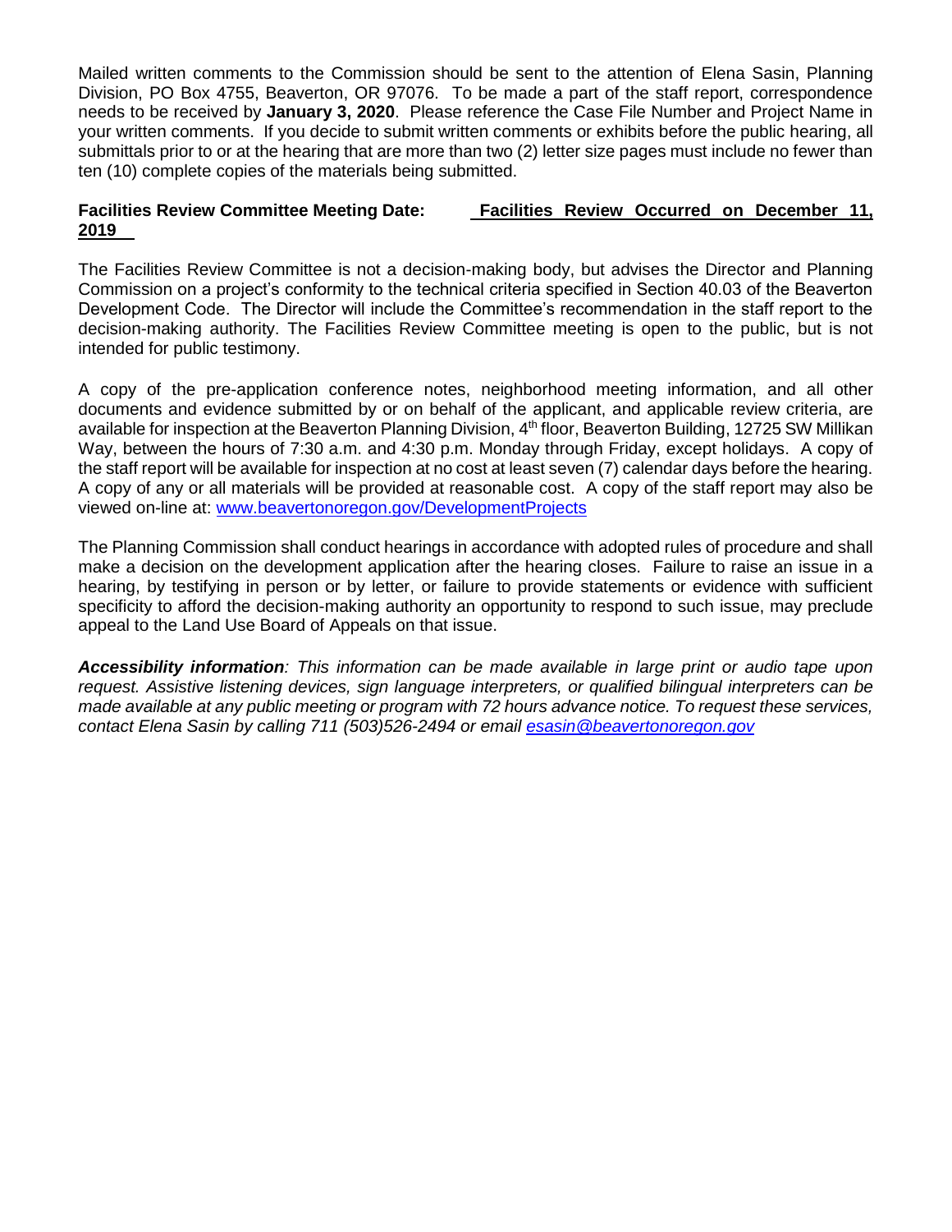Mailed written comments to the Commission should be sent to the attention of Elena Sasin, Planning Division, PO Box 4755, Beaverton, OR 97076. To be made a part of the staff report, correspondence needs to be received by **January 3, 2020**. Please reference the Case File Number and Project Name in your written comments. If you decide to submit written comments or exhibits before the public hearing, all submittals prior to or at the hearing that are more than two (2) letter size pages must include no fewer than ten (10) complete copies of the materials being submitted.

**Facilities Review Committee Meeting Date: Facilities Review Occurred on December 11, 2019**

The Facilities Review Committee is not a decision-making body, but advises the Director and Planning Commission on a project's conformity to the technical criteria specified in Section 40.03 of the Beaverton Development Code. The Director will include the Committee's recommendation in the staff report to the decision-making authority. The Facilities Review Committee meeting is open to the public, but is not intended for public testimony.

A copy of the pre-application conference notes, neighborhood meeting information, and all other documents and evidence submitted by or on behalf of the applicant, and applicable review criteria, are available for inspection at the Beaverton Planning Division, 4th floor, Beaverton Building, 12725 SW Millikan Way, between the hours of 7:30 a.m. and 4:30 p.m. Monday through Friday, except holidays. A copy of the staff report will be available for inspection at no cost at least seven (7) calendar days before the hearing. A copy of any or all materials will be provided at reasonable cost. A copy of the staff report may also be viewed on-line at: www.beavertonoregon.gov/DevelopmentProjects

The Planning Commission shall conduct hearings in accordance with adopted rules of procedure and shall make a decision on the development application after the hearing closes. Failure to raise an issue in a hearing, by testifying in person or by letter, or failure to provide statements or evidence with sufficient specificity to afford the decision-making authority an opportunity to respond to such issue, may preclude appeal to the Land Use Board of Appeals on that issue.

***Accessibility information**: This information can be made available in large print or audio tape upon request. Assistive listening devices, sign language interpreters, or qualified bilingual interpreters can be made available at any public meeting or program with 72 hours advance notice. To request these services, contact Elena Sasin by calling 711 (503)526-2494 or email esasin@beavertonoregon.gov*